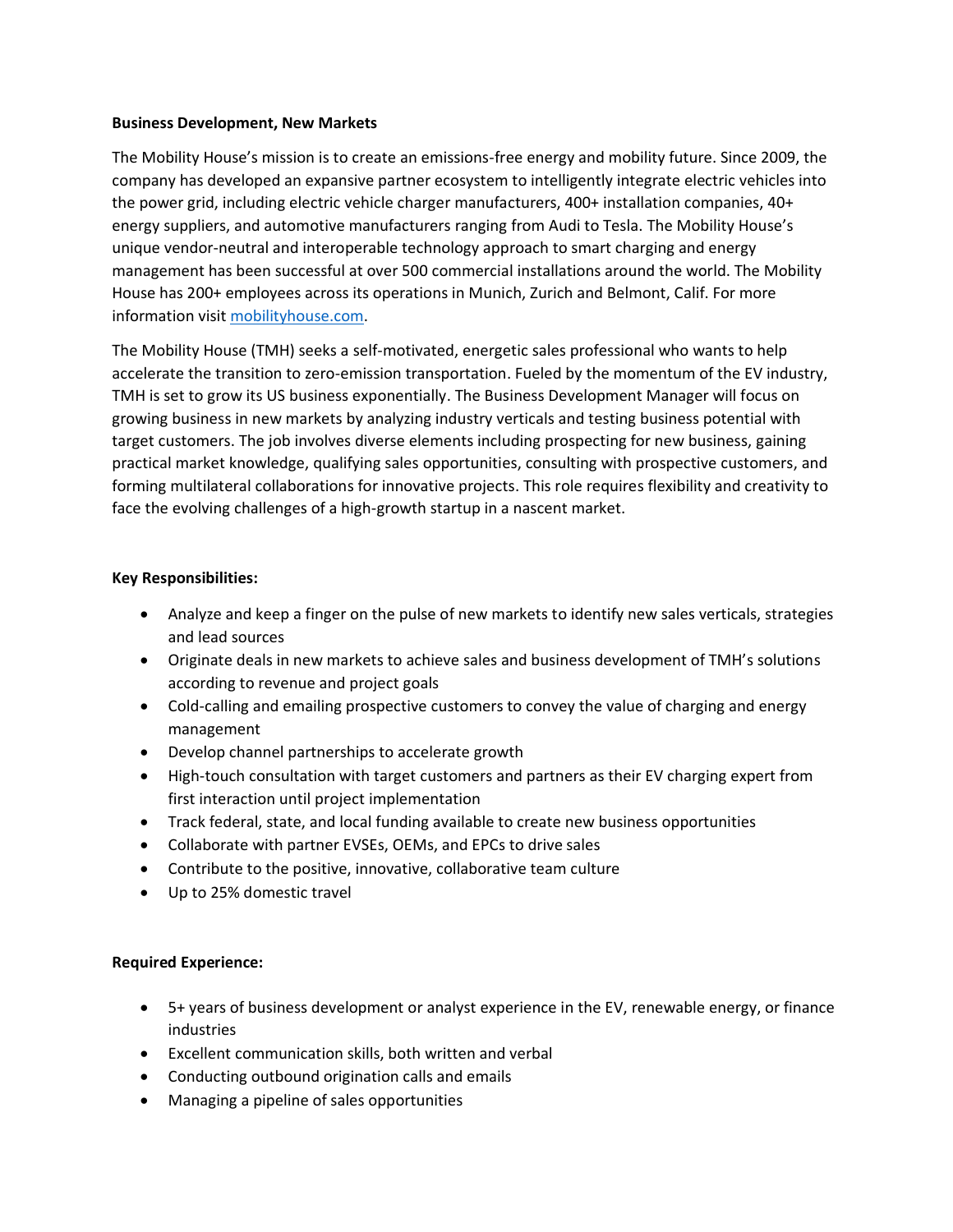**Business Development, New Markets**

The Mobility House's mission is to create an emissions-free energy and mobility future. Since 2009, the company has developed an expansive partner ecosystem to intelligently integrate electric vehicles into the power grid, including electric vehicle charger manufacturers, 400+ installation companies, 40+ energy suppliers, and automotive manufacturers ranging from Audi to Tesla. The Mobility House's unique vendor-neutral and interoperable technology approach to smart charging and energy management has been successful at over 500 commercial installations around the world. The Mobility House has 200+ employees across its operations in Munich, Zurich and Belmont, Calif. For more information visit [mobilityhouse.com](mobilityhouse.com).

The Mobility House (TMH) seeks a self-motivated, energetic sales professional who wants to help accelerate the transition to zero-emission transportation. Fueled by the momentum of the EV industry, TMH is set to grow its US business exponentially. The Business Development Manager will focus on growing business in new markets by analyzing industry verticals and testing business potential with target customers. The job involves diverse elements including prospecting for new business, gaining practical market knowledge, qualifying sales opportunities, consulting with prospective customers, and forming multilateral collaborations for innovative projects. This role requires flexibility and creativity to face the evolving challenges of a high-growth startup in a nascent market.

**Key Responsibilities:**

- Analyze and keep a finger on the pulse of new markets to identify new sales verticals, strategies and lead sources
- Originate deals in new markets to achieve sales and business development of TMH's solutions according to revenue and project goals
- Cold-calling and emailing prospective customers to convey the value of charging and energy management
- Develop channel partnerships to accelerate growth
- High-touch consultation with target customers and partners as their EV charging expert from first interaction until project implementation
- Track federal, state, and local funding available to create new business opportunities
- Collaborate with partner EVSEs, OEMs, and EPCs to drive sales
- Contribute to the positive, innovative, collaborative team culture
- Up to 25% domestic travel

**Required Experience:**

- 5+ years of business development or analyst experience in the EV, renewable energy, or finance industries
- Excellent communication skills, both written and verbal
- Conducting outbound origination calls and emails
- Managing a pipeline of sales opportunities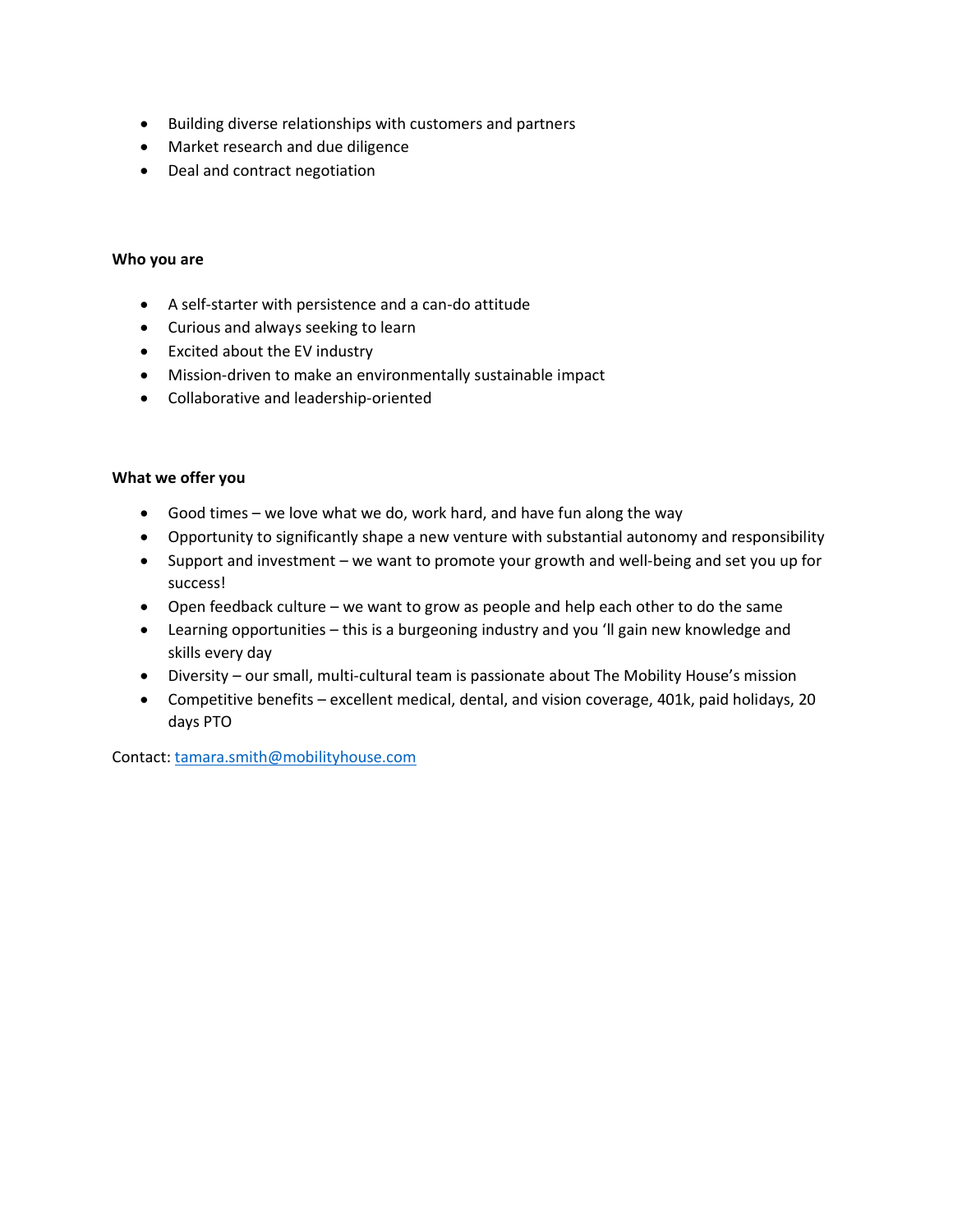- Building diverse relationships with customers and partners
- Market research and due diligence
- Deal and contract negotiation

**Who you are**

- A self-starter with persistence and a can-do attitude
- Curious and always seeking to learn
- Excited about the EV industry
- Mission-driven to make an environmentally sustainable impact
- Collaborative and leadership-oriented

**What we offer you**

- Good times – we love what we do, work hard, and have fun along the way
- Opportunity to significantly shape a new venture with substantial autonomy and responsibility
- Support and investment – we want to promote your growth and well-being and set you up for success!
- Open feedback culture – we want to grow as people and help each other to do the same
- Learning opportunities – this is a burgeoning industry and you 'll gain new knowledge and skills every day
- Diversity – our small, multi-cultural team is passionate about The Mobility House's mission
- Competitive benefits – excellent medical, dental, and vision coverage, 401k, paid holidays, 20 days PTO

Contact: [tamara.smith@mobilityhouse.com](mailto:tamara.smith@mobilityhouse.com)